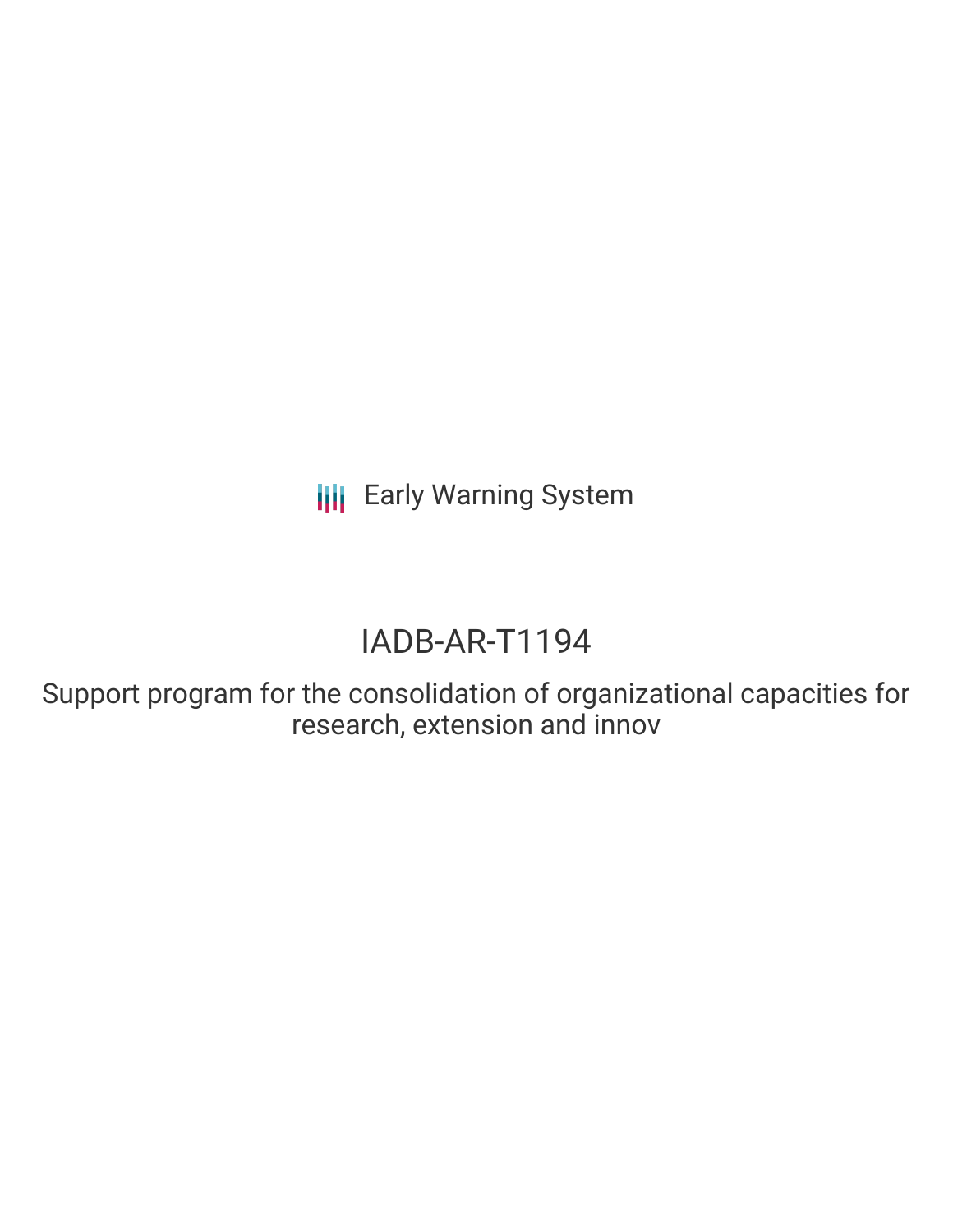Early Warning System

# IADB-AR-T1194

## Support program for the consolidation of organizational capacities for research, extension and innov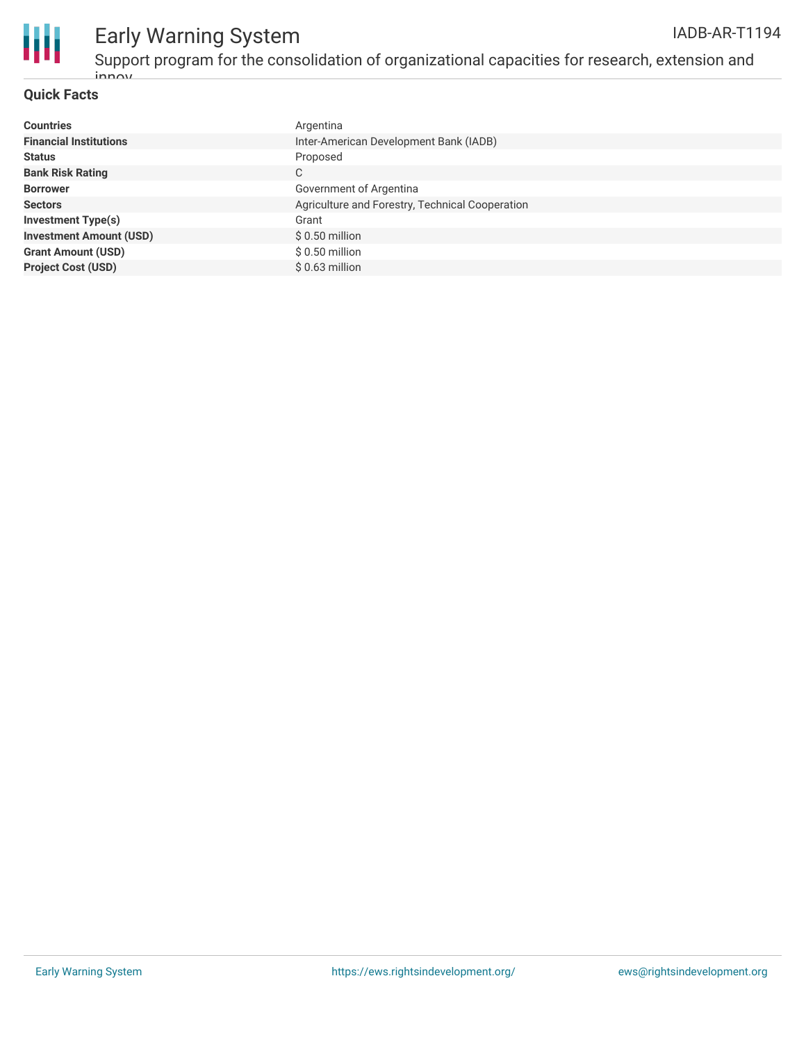## Quick Facts

| | |
|---|---|
| **Countries** | Argentina |
| **Financial Institutions** | Inter-American Development Bank (IADB) |
| **Status** | Proposed |
| **Bank Risk Rating** | C |
| **Borrower** | Government of Argentina |
| **Sectors** | Agriculture and Forestry, Technical Cooperation |
| **Investment Type(s)** | Grant |
| **Investment Amount (USD)** | $ 0.50 million |
| **Grant Amount (USD)** | $ 0.50 million |
| **Project Cost (USD)** | $ 0.63 million |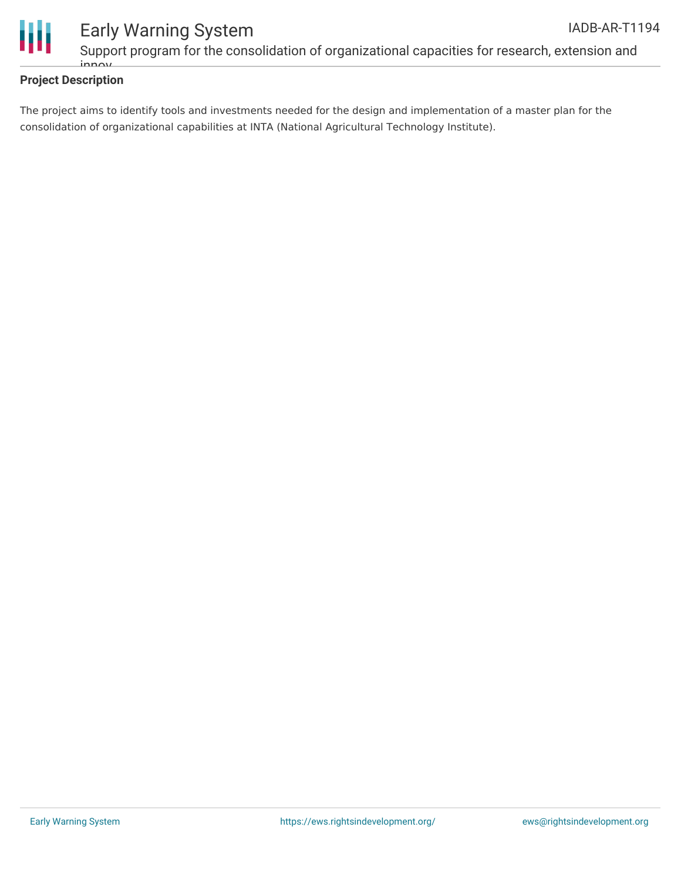## Project Description

The project aims to identify tools and investments needed for the design and implementation of a master plan for the consolidation of organizational capabilities at INTA (National Agricultural Technology Institute).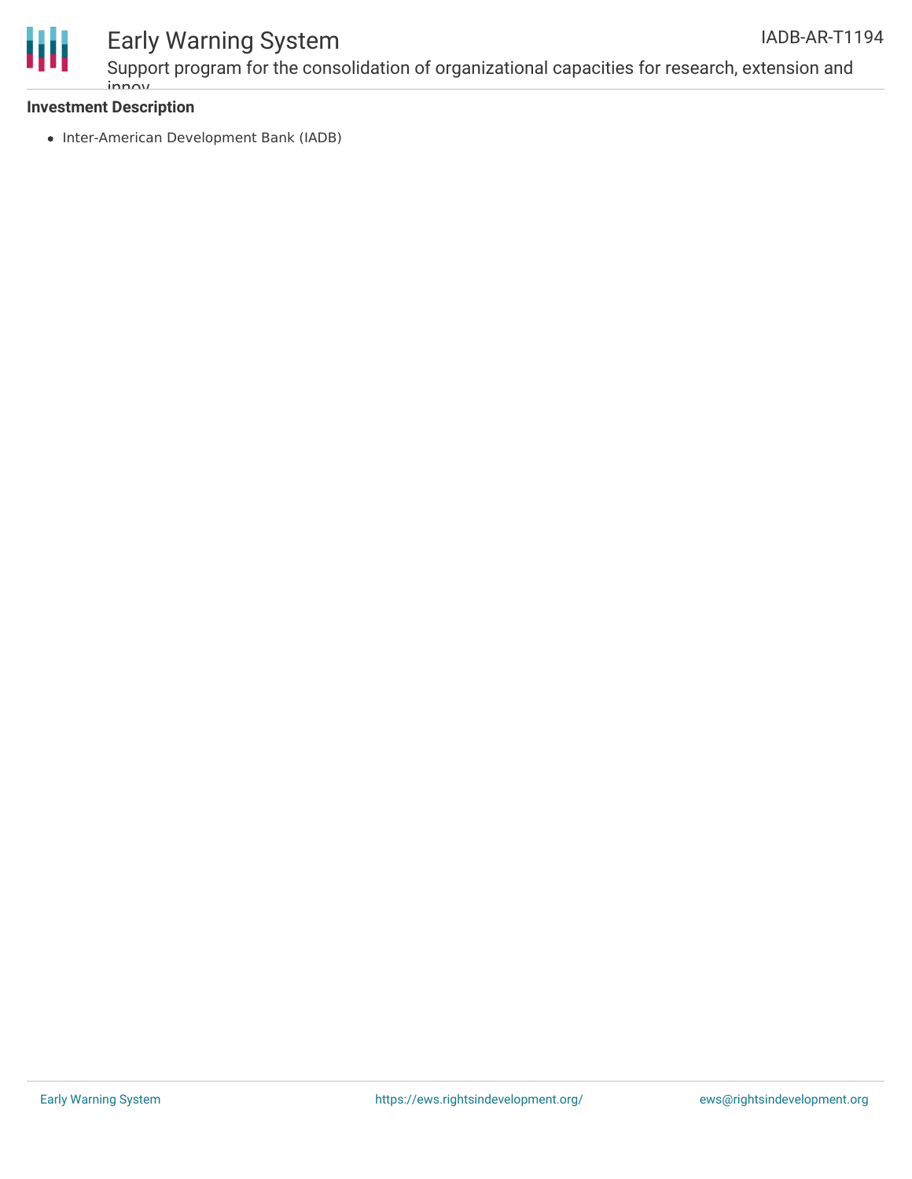### Investment Description

- Inter-American Development Bank (IADB)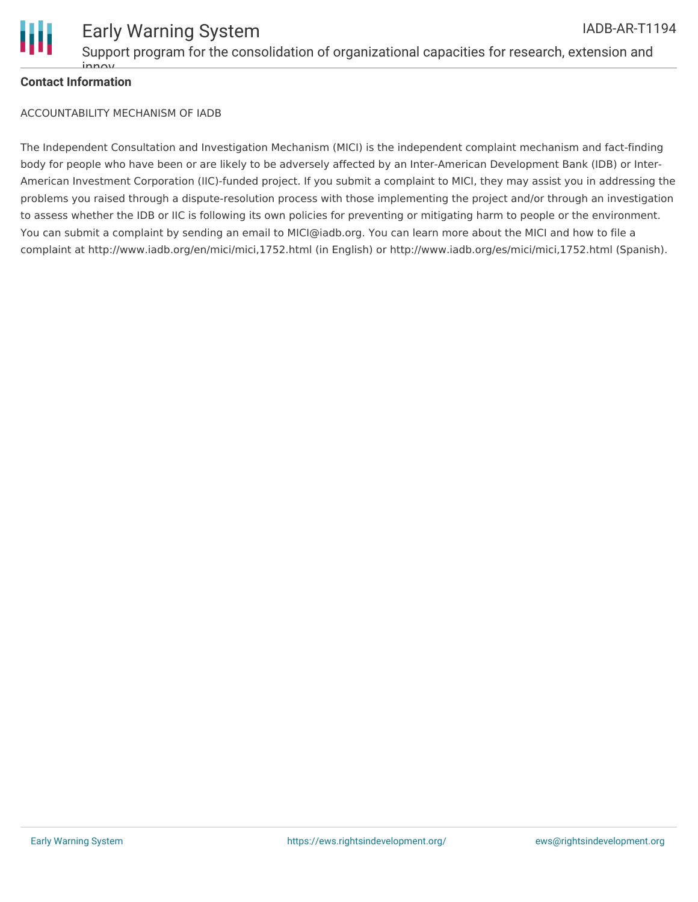**Contact Information**

ACCOUNTABILITY MECHANISM OF IADB

The Independent Consultation and Investigation Mechanism (MICI) is the independent complaint mechanism and fact-finding body for people who have been or are likely to be adversely affected by an Inter-American Development Bank (IDB) or Inter-American Investment Corporation (IIC)-funded project. If you submit a complaint to MICI, they may assist you in addressing the problems you raised through a dispute-resolution process with those implementing the project and/or through an investigation to assess whether the IDB or IIC is following its own policies for preventing or mitigating harm to people or the environment. You can submit a complaint by sending an email to MICI@iadb.org. You can learn more about the MICI and how to file a complaint at http://www.iadb.org/en/mici/mici,1752.html (in English) or http://www.iadb.org/es/mici/mici,1752.html (Spanish).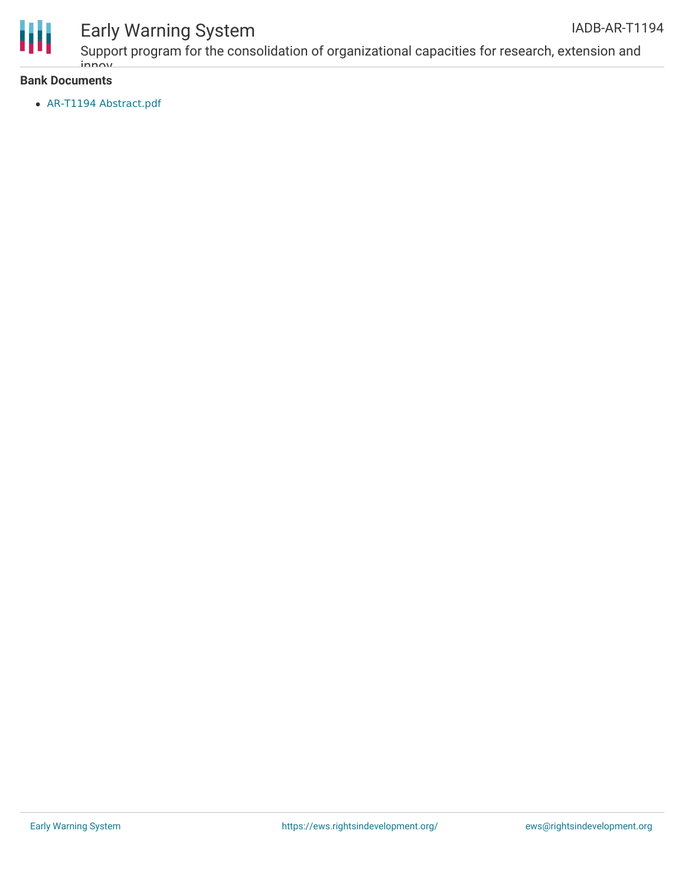**Bank Documents**

- AR-T1194 Abstract.pdf